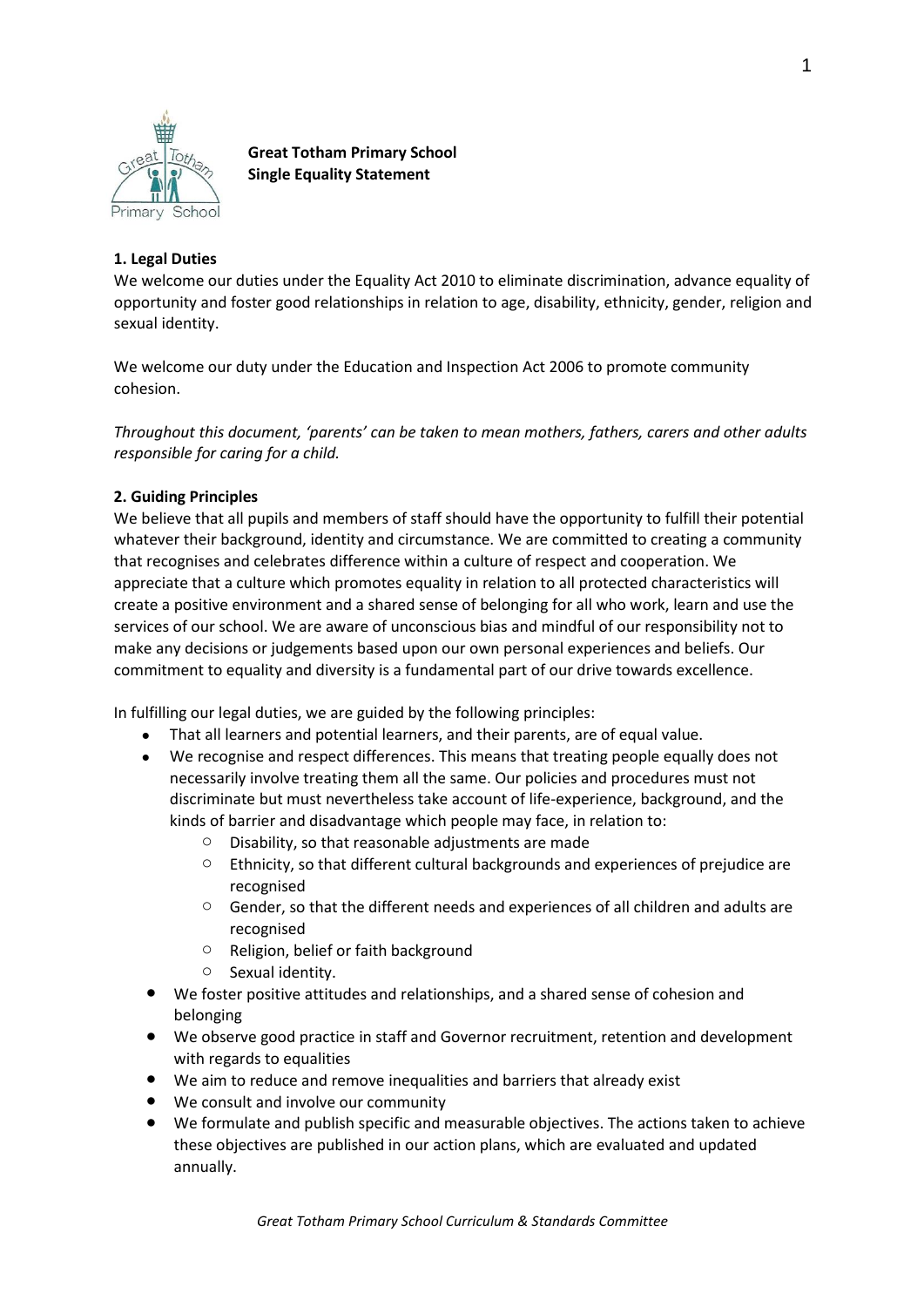**Great Totham Primary School**
**Single Equality Statement**

**1. Legal Duties**

We welcome our duties under the Equality Act 2010 to eliminate discrimination, advance equality of opportunity and foster good relationships in relation to age, disability, ethnicity, gender, religion and sexual identity.

We welcome our duty under the Education and Inspection Act 2006 to promote community cohesion.

*Throughout this document, 'parents' can be taken to mean mothers, fathers, carers and other adults responsible for caring for a child.*

**2. Guiding Principles**

We believe that all pupils and members of staff should have the opportunity to fulfill their potential whatever their background, identity and circumstance. We are committed to creating a community that recognises and celebrates difference within a culture of respect and cooperation. We appreciate that a culture which promotes equality in relation to all protected characteristics will create a positive environment and a shared sense of belonging for all who work, learn and use the services of our school. We are aware of unconscious bias and mindful of our responsibility not to make any decisions or judgements based upon our own personal experiences and beliefs. Our commitment to equality and diversity is a fundamental part of our drive towards excellence.

In fulfilling our legal duties, we are guided by the following principles:

- That all learners and potential learners, and their parents, are of equal value.
- We recognise and respect differences. This means that treating people equally does not necessarily involve treating them all the same. Our policies and procedures must not discriminate but must nevertheless take account of life-experience, background, and the kinds of barrier and disadvantage which people may face, in relation to:
    - Disability, so that reasonable adjustments are made
    - Ethnicity, so that different cultural backgrounds and experiences of prejudice are recognised
    - Gender, so that the different needs and experiences of all children and adults are recognised
    - Religion, belief or faith background
    - Sexual identity.
- We foster positive attitudes and relationships, and a shared sense of cohesion and belonging
- We observe good practice in staff and Governor recruitment, retention and development with regards to equalities
- We aim to reduce and remove inequalities and barriers that already exist
- We consult and involve our community
- We formulate and publish specific and measurable objectives. The actions taken to achieve these objectives are published in our action plans, which are evaluated and updated annually.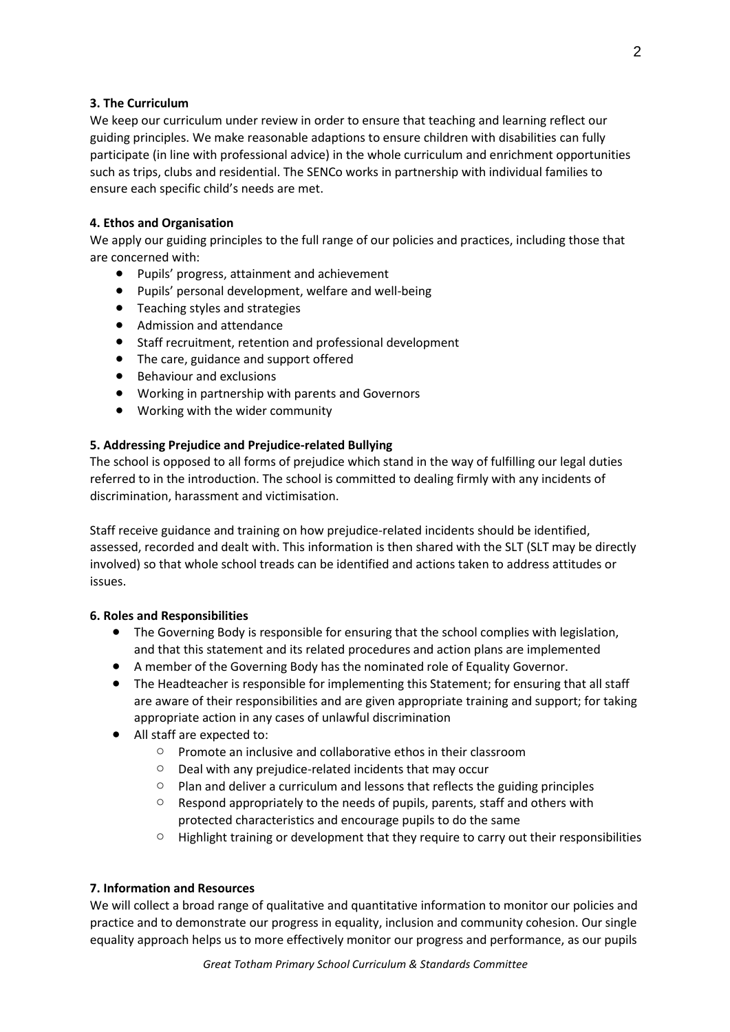**3. The Curriculum**

We keep our curriculum under review in order to ensure that teaching and learning reflect our guiding principles. We make reasonable adaptions to ensure children with disabilities can fully participate (in line with professional advice) in the whole curriculum and enrichment opportunities such as trips, clubs and residential. The SENCo works in partnership with individual families to ensure each specific child's needs are met.

**4. Ethos and Organisation**

We apply our guiding principles to the full range of our policies and practices, including those that are concerned with:

- Pupils' progress, attainment and achievement
- Pupils' personal development, welfare and well-being
- Teaching styles and strategies
- Admission and attendance
- Staff recruitment, retention and professional development
- The care, guidance and support offered
- Behaviour and exclusions
- Working in partnership with parents and Governors
- Working with the wider community

**5. Addressing Prejudice and Prejudice-related Bullying**

The school is opposed to all forms of prejudice which stand in the way of fulfilling our legal duties referred to in the introduction. The school is committed to dealing firmly with any incidents of discrimination, harassment and victimisation.

Staff receive guidance and training on how prejudice-related incidents should be identified, assessed, recorded and dealt with. This information is then shared with the SLT (SLT may be directly involved) so that whole school treads can be identified and actions taken to address attitudes or issues.

**6. Roles and Responsibilities**

- The Governing Body is responsible for ensuring that the school complies with legislation, and that this statement and its related procedures and action plans are implemented
- A member of the Governing Body has the nominated role of Equality Governor.
- The Headteacher is responsible for implementing this Statement; for ensuring that all staff are aware of their responsibilities and are given appropriate training and support; for taking appropriate action in any cases of unlawful discrimination
- All staff are expected to:
  - Promote an inclusive and collaborative ethos in their classroom
  - Deal with any prejudice-related incidents that may occur
  - Plan and deliver a curriculum and lessons that reflects the guiding principles
  - Respond appropriately to the needs of pupils, parents, staff and others with protected characteristics and encourage pupils to do the same
  - Highlight training or development that they require to carry out their responsibilities

**7. Information and Resources**

We will collect a broad range of qualitative and quantitative information to monitor our policies and practice and to demonstrate our progress in equality, inclusion and community cohesion. Our single equality approach helps us to more effectively monitor our progress and performance, as our pupils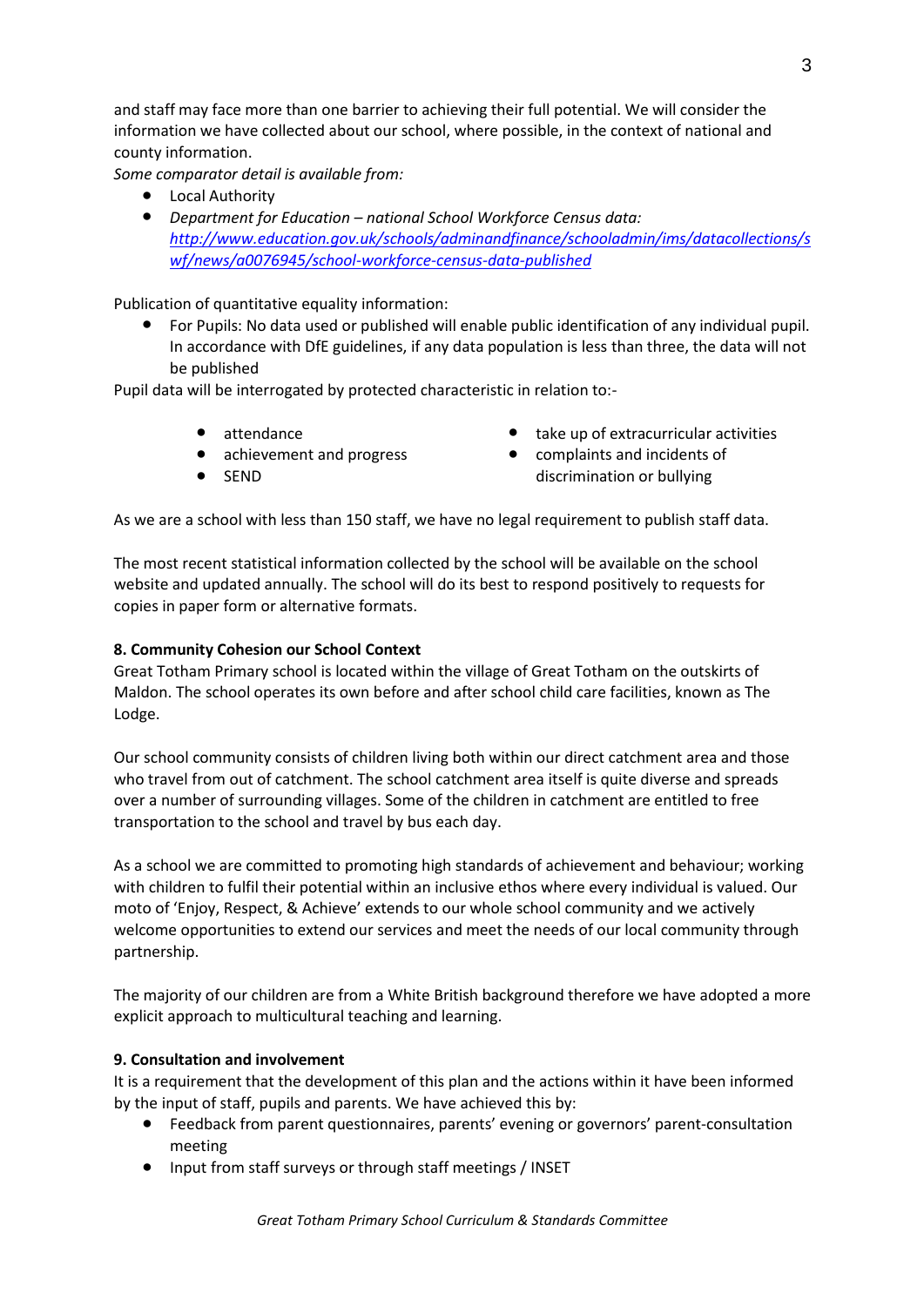and staff may face more than one barrier to achieving their full potential. We will consider the information we have collected about our school, where possible, in the context of national and county information.

*Some comparator detail is available from:*

- Local Authority
- *Department for Education – national School Workforce Census data: [http://www.education.gov.uk/schools/adminandfinance/schooladmin/ims/datacollections/swf/news/a0076945/school-workforce-census-data-published](http://www.education.gov.uk/schools/adminandfinance/schooladmin/ims/datacollections/swf/news/a0076945/school-workforce-census-data-published)*

Publication of quantitative equality information:

- For Pupils: No data used or published will enable public identification of any individual pupil. In accordance with DfE guidelines, if any data population is less than three, the data will not be published

Pupil data will be interrogated by protected characteristic in relation to:-

- attendance
- achievement and progress
- SEND
- take up of extracurricular activities
- complaints and incidents of discrimination or bullying

As we are a school with less than 150 staff, we have no legal requirement to publish staff data.

The most recent statistical information collected by the school will be available on the school website and updated annually. The school will do its best to respond positively to requests for copies in paper form or alternative formats.

**8. Community Cohesion our School Context**

Great Totham Primary school is located within the village of Great Totham on the outskirts of Maldon. The school operates its own before and after school child care facilities, known as The Lodge.

Our school community consists of children living both within our direct catchment area and those who travel from out of catchment. The school catchment area itself is quite diverse and spreads over a number of surrounding villages. Some of the children in catchment are entitled to free transportation to the school and travel by bus each day.

As a school we are committed to promoting high standards of achievement and behaviour; working with children to fulfil their potential within an inclusive ethos where every individual is valued. Our moto of 'Enjoy, Respect, & Achieve' extends to our whole school community and we actively welcome opportunities to extend our services and meet the needs of our local community through partnership.

The majority of our children are from a White British background therefore we have adopted a more explicit approach to multicultural teaching and learning.

**9. Consultation and involvement**

It is a requirement that the development of this plan and the actions within it have been informed by the input of staff, pupils and parents. We have achieved this by:

- Feedback from parent questionnaires, parents' evening or governors' parent-consultation meeting
- Input from staff surveys or through staff meetings / INSET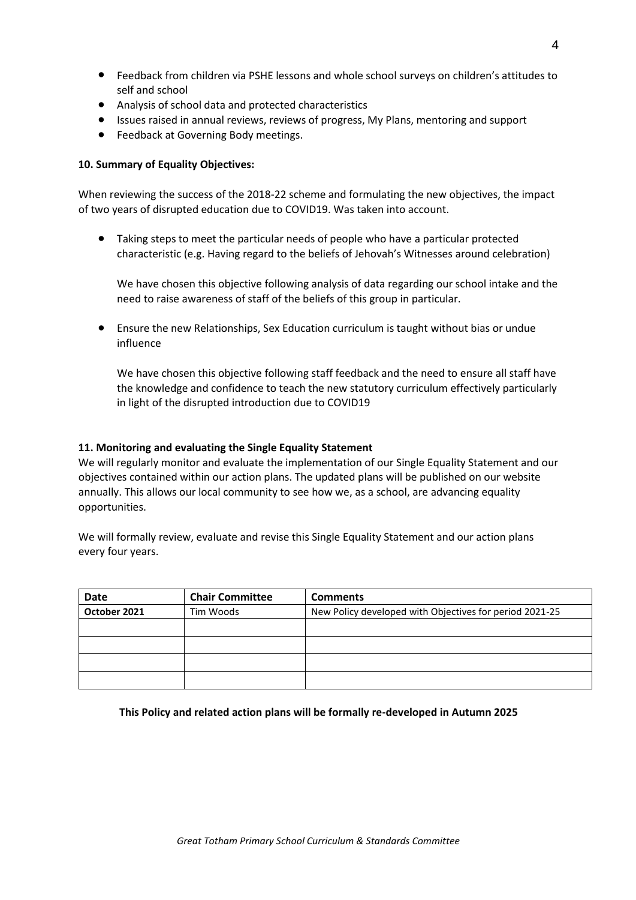- Feedback from children via PSHE lessons and whole school surveys on children's attitudes to self and school
- Analysis of school data and protected characteristics
- Issues raised in annual reviews, reviews of progress, My Plans, mentoring and support
- Feedback at Governing Body meetings.

**10. Summary of Equality Objectives:**

When reviewing the success of the 2018-22 scheme and formulating the new objectives, the impact of two years of disrupted education due to COVID19. Was taken into account.

- Taking steps to meet the particular needs of people who have a particular protected characteristic (e.g. Having regard to the beliefs of Jehovah's Witnesses around celebration)

  We have chosen this objective following analysis of data regarding our school intake and the need to raise awareness of staff of the beliefs of this group in particular.

- Ensure the new Relationships, Sex Education curriculum is taught without bias or undue influence

  We have chosen this objective following staff feedback and the need to ensure all staff have the knowledge and confidence to teach the new statutory curriculum effectively particularly in light of the disrupted introduction due to COVID19

**11. Monitoring and evaluating the Single Equality Statement**

We will regularly monitor and evaluate the implementation of our Single Equality Statement and our objectives contained within our action plans. The updated plans will be published on our website annually. This allows our local community to see how we, as a school, are advancing equality opportunities.

We will formally review, evaluate and revise this Single Equality Statement and our action plans every four years.

| Date | Chair Committee | Comments |
|---|---|---|
| **October 2021** | Tim Woods | New Policy developed with Objectives for period 2021-25 |
| | | |
| | | |
| | | |
| | | |

**This Policy and related action plans will be formally re-developed in Autumn 2025**

*Great Totham Primary School Curriculum & Standards Committee*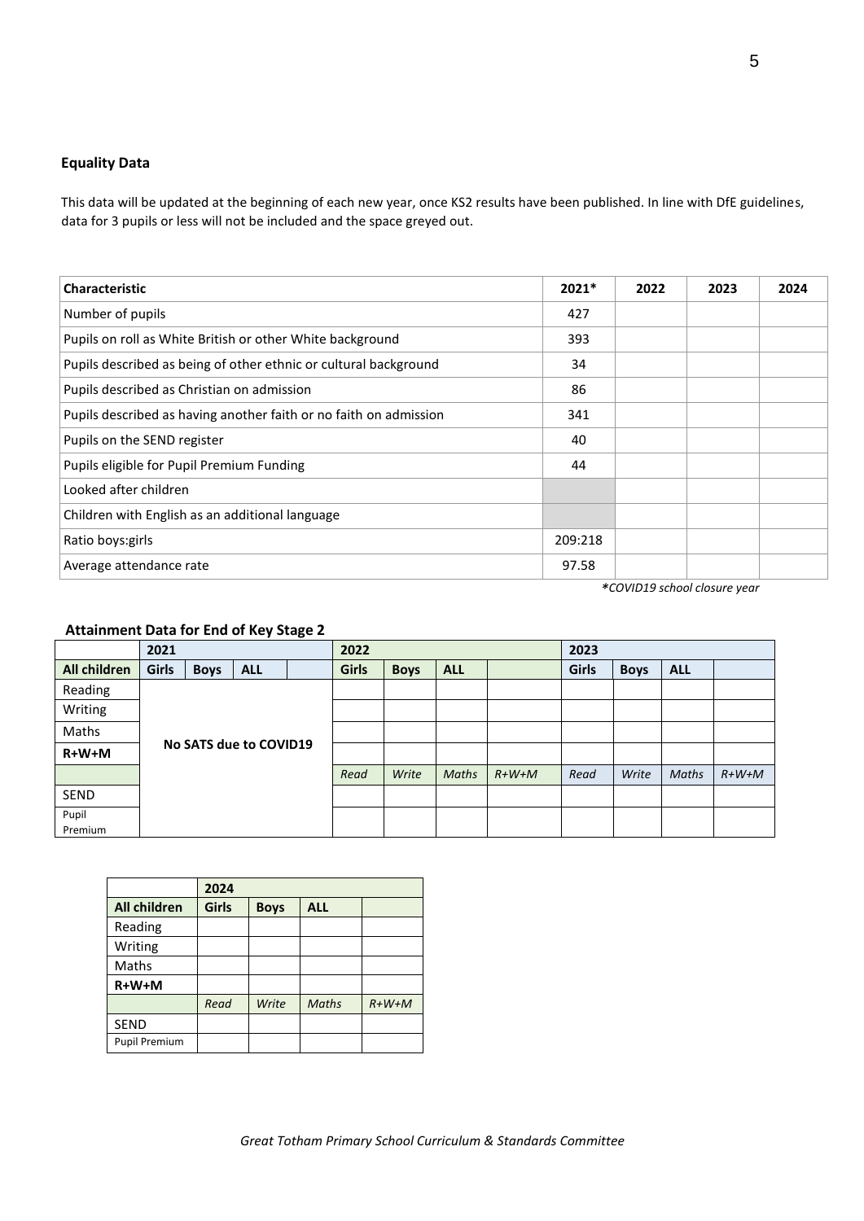### Equality Data

This data will be updated at the beginning of each new year, once KS2 results have been published. In line with DfE guidelines, data for 3 pupils or less will not be included and the space greyed out.

| Characteristic | 2021* | 2022 | 2023 | 2024 |
|---|---|---|---|---|
| Number of pupils | 427 | | | |
| Pupils on roll as White British or other White background | 393 | | | |
| Pupils described as being of other ethnic or cultural background | 34 | | | |
| Pupils described as Christian on admission | 86 | | | |
| Pupils described as having another faith or no faith on admission | 341 | | | |
| Pupils on the SEND register | 40 | | | |
| Pupils eligible for Pupil Premium Funding | 44 | | | |
| Looked after children | | | | |
| Children with English as an additional language | | | | |
| Ratio boys:girls | 209:218 | | | |
| Average attendance rate | 97.58 | | | |

*\*COVID19 school closure year*

### Attainment Data for End of Key Stage 2

| | 2021 | | | | 2022 | | | | 2023 | | | |
|---|---|---|---|---|---|---|---|---|---|---|---|---|
| **All children** | **Girls** | **Boys** | **ALL** | | **Girls** | **Boys** | **ALL** | | **Girls** | **Boys** | **ALL** | |
| Reading | No SATS due to COVID19 | | | | | | | | | | | |
| Writing | | | | | | | | | | | | |
| Maths | | | | | | | | | | | | |
| **R+W+M** | | | | | | | | | | | | |
| | | | | | *Read* | *Write* | *Maths* | *R+W+M* | *Read* | *Write* | *Maths* | *R+W+M* |
| SEND | | | | | | | | | | | | |
| Pupil Premium | | | | | | | | | | | | |

| | 2024 | | | |
|---|---|---|---|---|
| **All children** | **Girls** | **Boys** | **ALL** | |
| Reading | | | | |
| Writing | | | | |
| Maths | | | | |
| **R+W+M** | | | | |
| | *Read* | *Write* | *Maths* | *R+W+M* |
| SEND | | | | |
| Pupil Premium | | | | |

*Great Totham Primary School Curriculum & Standards Committee*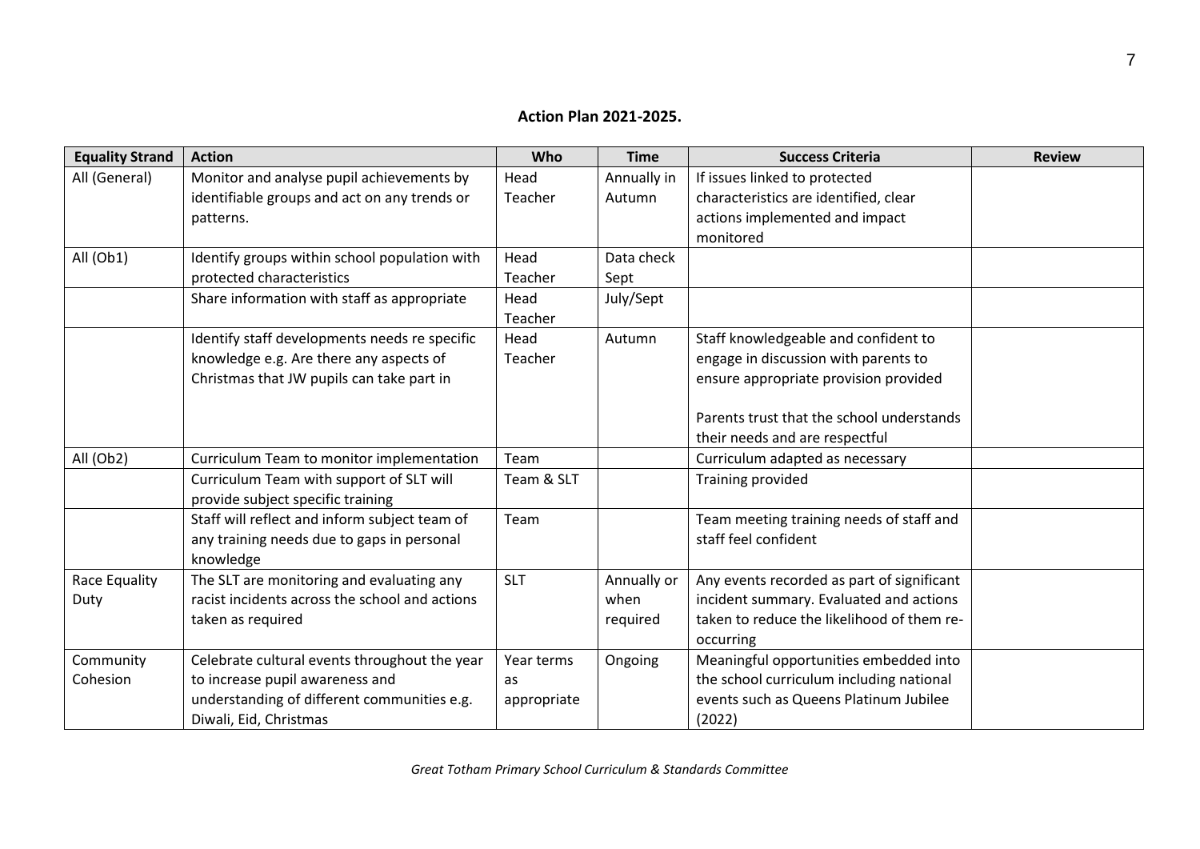**Action Plan 2021-2025.**

| Equality Strand | Action | Who | Time | Success Criteria | Review |
|---|---|---|---|---|---|
| All (General) | Monitor and analyse pupil achievements by identifiable groups and act on any trends or patterns. | Head Teacher | Annually in Autumn | If issues linked to protected characteristics are identified, clear actions implemented and impact monitored | |
| All (Ob1) | Identify groups within school population with protected characteristics | Head Teacher | Data check Sept | | |
| | Share information with staff as appropriate | Head Teacher | July/Sept | | |
| | Identify staff developments needs re specific knowledge e.g. Are there any aspects of Christmas that JW pupils can take part in | Head Teacher | Autumn | Staff knowledgeable and confident to engage in discussion with parents to ensure appropriate provision provided<br><br>Parents trust that the school understands their needs and are respectful | |
| All (Ob2) | Curriculum Team to monitor implementation | Team | | Curriculum adapted as necessary | |
| | Curriculum Team with support of SLT will provide subject specific training | Team & SLT | | Training provided | |
| | Staff will reflect and inform subject team of any training needs due to gaps in personal knowledge | Team | | Team meeting training needs of staff and staff feel confident | |
| Race Equality Duty | The SLT are monitoring and evaluating any racist incidents across the school and actions taken as required | SLT | Annually or when required | Any events recorded as part of significant incident summary. Evaluated and actions taken to reduce the likelihood of them re-occurring | |
| Community Cohesion | Celebrate cultural events throughout the year to increase pupil awareness and understanding of different communities e.g. Diwali, Eid, Christmas | Year terms as appropriate | Ongoing | Meaningful opportunities embedded into the school curriculum including national events such as Queens Platinum Jubilee (2022) | |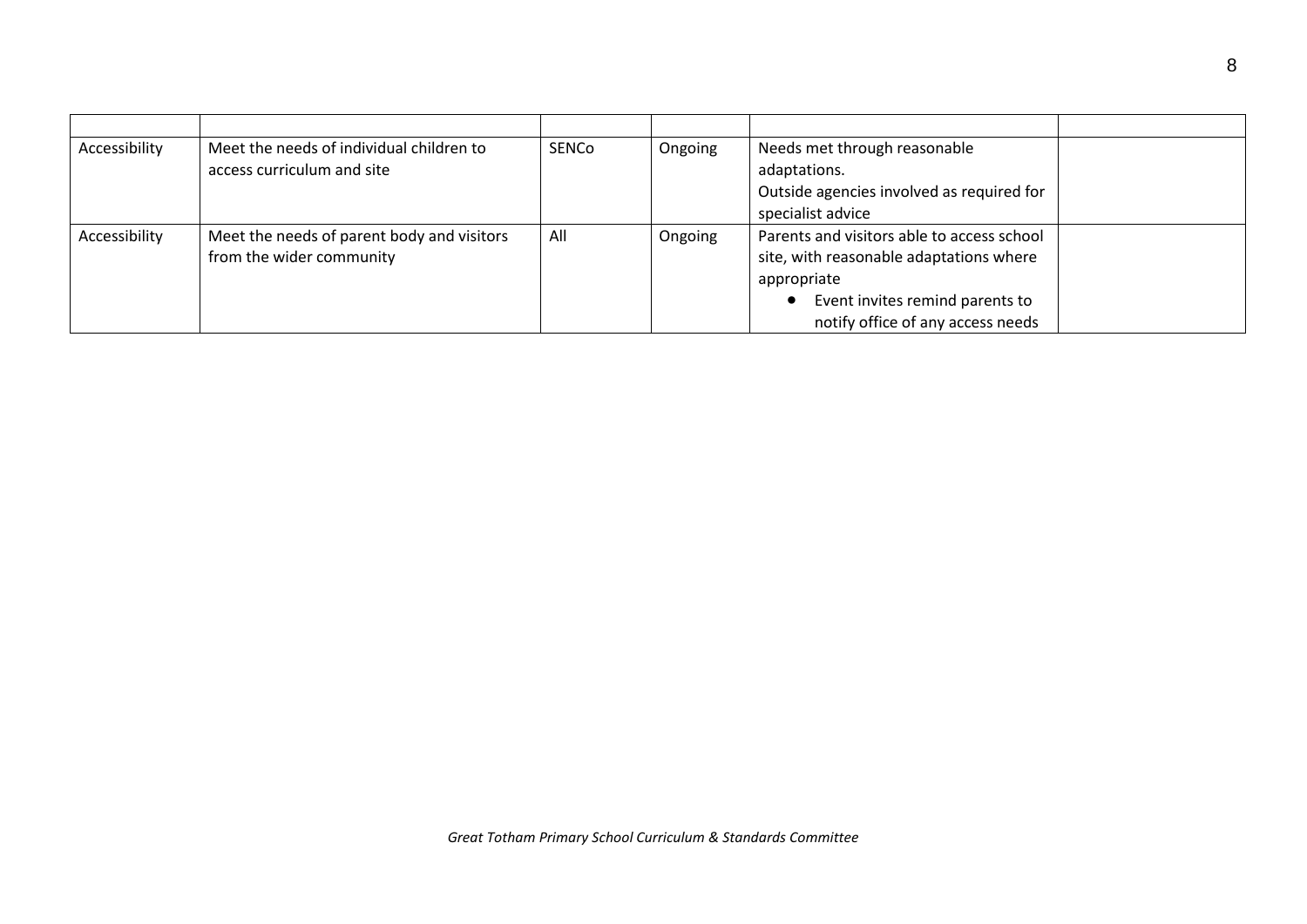| | | | | | |
|---|---|---|---|---|---|
| | | | | | |
| Accessibility | Meet the needs of individual children to access curriculum and site | SENCo | Ongoing | Needs met through reasonable adaptations.<br>Outside agencies involved as required for specialist advice | |
| Accessibility | Meet the needs of parent body and visitors from the wider community | All | Ongoing | Parents and visitors able to access school site, with reasonable adaptations where appropriate<br>• Event invites remind parents to notify office of any access needs | |